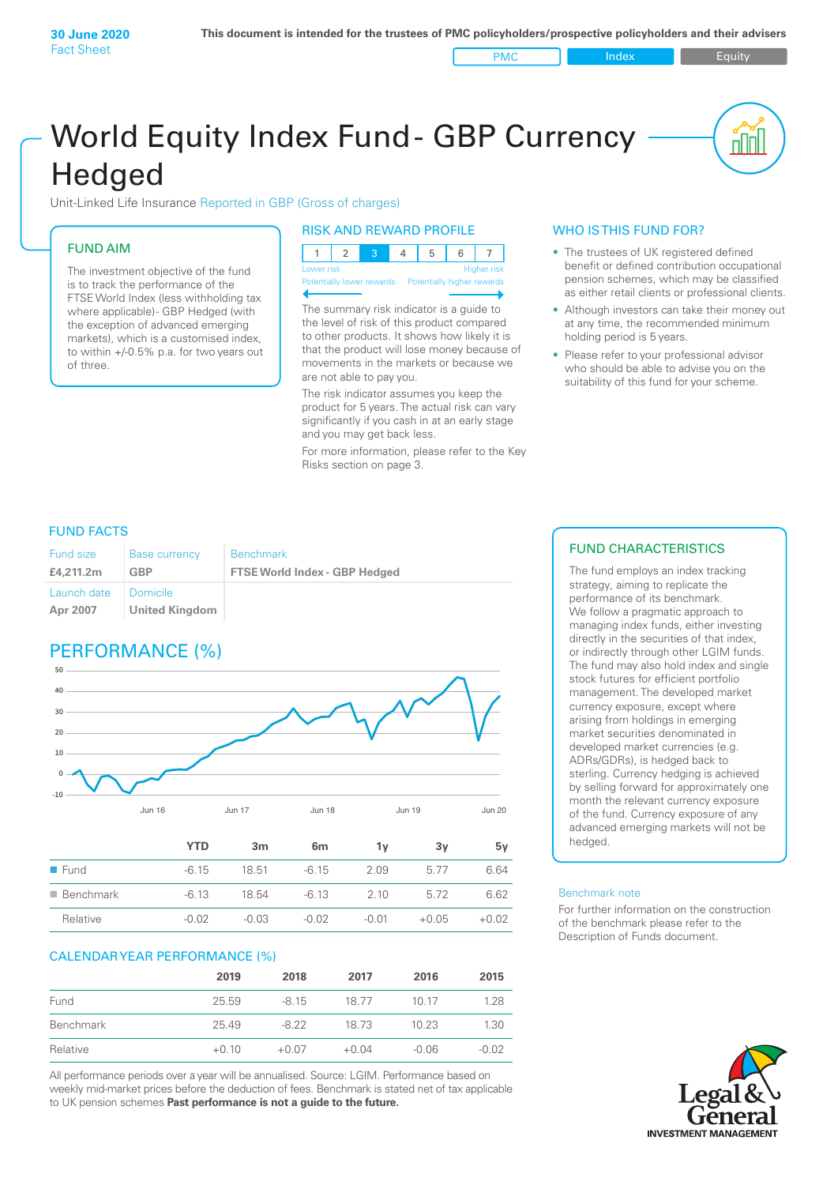**30 June 2020**
Fact Sheet

**This document is intended for the trustees of PMC policyholders/prospective policyholders and their advisers**

PMC | Index | Equity

# World Equity Index Fund - GBP Currency Hedged

Unit-Linked Life Insurance Reported in GBP (Gross of charges)

## FUND AIM

The investment objective of the fund is to track the performance of the FTSE World Index (less withholding tax where applicable)- GBP Hedged (with the exception of advanced emerging markets), which is a customised index, to within +/-0.5% p.a. for two years out of three.

## RISK AND REWARD PROFILE

| 1 | 2 | 3 | 4 | 5 | 6 | 7 |
|---|---|---|---|---|---|---|

Lower risk — Higher risk
Potentially lower rewards — Potentially higher rewards

The summary risk indicator is a guide to the level of risk of this product compared to other products. It shows how likely it is that the product will lose money because of movements in the markets or because we are not able to pay you.

The risk indicator assumes you keep the product for 5 years. The actual risk can vary significantly if you cash in at an early stage and you may get back less.

For more information, please refer to the Key Risks section on page 3.

## WHO IS THIS FUND FOR?

- The trustees of UK registered defined benefit or defined contribution occupational pension schemes, which may be classified as either retail clients or professional clients.
- Although investors can take their money out at any time, the recommended minimum holding period is 5 years.
- Please refer to your professional advisor who should be able to advise you on the suitability of this fund for your scheme.

## FUND FACTS

| Fund size | Base currency | Benchmark |
|---|---|---|
| **£4,211.2m** | **GBP** | **FTSE World Index - GBP Hedged** |
| Launch date | Domicile | |
| **Apr 2007** | **United Kingdom** | |

## PERFORMANCE (%)

| | YTD | 3m | 6m | 1y | 3y | 5y |
|---|---|---|---|---|---|---|
| Fund | -6.15 | 18.51 | -6.15 | 2.09 | 5.77 | 6.64 |
| Benchmark | -6.13 | 18.54 | -6.13 | 2.10 | 5.72 | 6.62 |
| Relative | -0.02 | -0.03 | -0.02 | -0.01 | +0.05 | +0.02 |

## CALENDAR YEAR PERFORMANCE (%)

| | 2019 | 2018 | 2017 | 2016 | 2015 |
|---|---|---|---|---|---|
| Fund | 25.59 | -8.15 | 18.77 | 10.17 | 1.28 |
| Benchmark | 25.49 | -8.22 | 18.73 | 10.23 | 1.30 |
| Relative | +0.10 | +0.07 | +0.04 | -0.06 | -0.02 |

All performance periods over a year will be annualised. Source: LGIM. Performance based on weekly mid-market prices before the deduction of fees. Benchmark is stated net of tax applicable to UK pension schemes **Past performance is not a guide to the future.**

## FUND CHARACTERISTICS

The fund employs an index tracking strategy, aiming to replicate the performance of its benchmark. We follow a pragmatic approach to managing index funds, either investing directly in the securities of that index, or indirectly through other LGIM funds. The fund may also hold index and single stock futures for efficient portfolio management. The developed market currency exposure, except where arising from holdings in emerging market securities denominated in developed market currencies (e.g. ADRs/GDRs), is hedged back to sterling. Currency hedging is achieved by selling forward for approximately one month the relevant currency exposure of the fund. Currency exposure of any advanced emerging markets will not be hedged.

Benchmark note

For further information on the construction of the benchmark please refer to the Description of Funds document.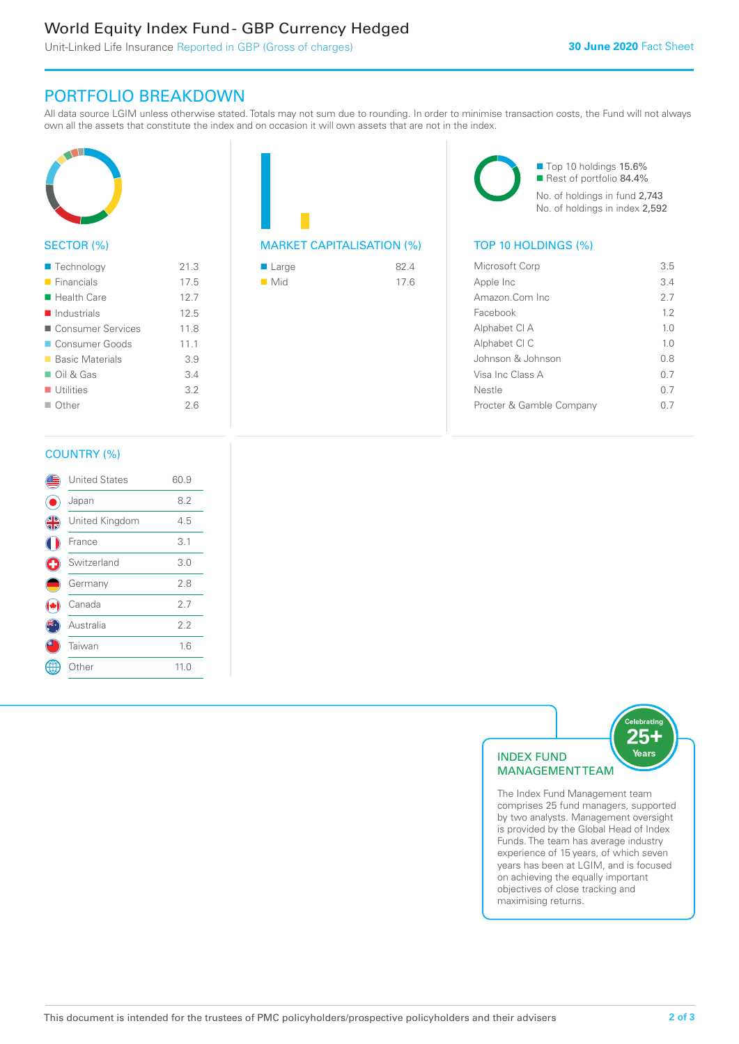# World Equity Index Fund - GBP Currency Hedged

Unit-Linked Life Insurance Reported in GBP (Gross of charges)

30 June 2020 Fact Sheet

## PORTFOLIO BREAKDOWN

All data source LGIM unless otherwise stated. Totals may not sum due to rounding. In order to minimise transaction costs, the Fund will not always own all the assets that constitute the index and on occasion it will own assets that are not in the index.

### SECTOR (%)

| Sector | % |
|---|---|
| Technology | 21.3 |
| Financials | 17.5 |
| Health Care | 12.7 |
| Industrials | 12.5 |
| Consumer Services | 11.8 |
| Consumer Goods | 11.1 |
| Basic Materials | 3.9 |
| Oil & Gas | 3.4 |
| Utilities | 3.2 |
| Other | 2.6 |

### MARKET CAPITALISATION (%)

| Market Cap | % |
|---|---|
| Large | 82.4 |
| Mid | 17.6 |

Top 10 holdings 15.6%
Rest of portfolio 84.4%
No. of holdings in fund 2,743
No. of holdings in index 2,592

### TOP 10 HOLDINGS (%)

| Holding | % |
|---|---|
| Microsoft Corp | 3.5 |
| Apple Inc | 3.4 |
| Amazon.Com Inc | 2.7 |
| Facebook | 1.2 |
| Alphabet Cl A | 1.0 |
| Alphabet Cl C | 1.0 |
| Johnson & Johnson | 0.8 |
| Visa Inc Class A | 0.7 |
| Nestle | 0.7 |
| Procter & Gamble Company | 0.7 |

### COUNTRY (%)

| Country | % |
|---|---|
| United States | 60.9 |
| Japan | 8.2 |
| United Kingdom | 4.5 |
| France | 3.1 |
| Switzerland | 3.0 |
| Germany | 2.8 |
| Canada | 2.7 |
| Australia | 2.2 |
| Taiwan | 1.6 |
| Other | 11.0 |

### INDEX FUND MANAGEMENT TEAM

Celebrating 25+ Years

The Index Fund Management team comprises 25 fund managers, supported by two analysts. Management oversight is provided by the Global Head of Index Funds. The team has average industry experience of 15 years, of which seven years has been at LGIM, and is focused on achieving the equally important objectives of close tracking and maximising returns.

This document is intended for the trustees of PMC policyholders/prospective policyholders and their advisers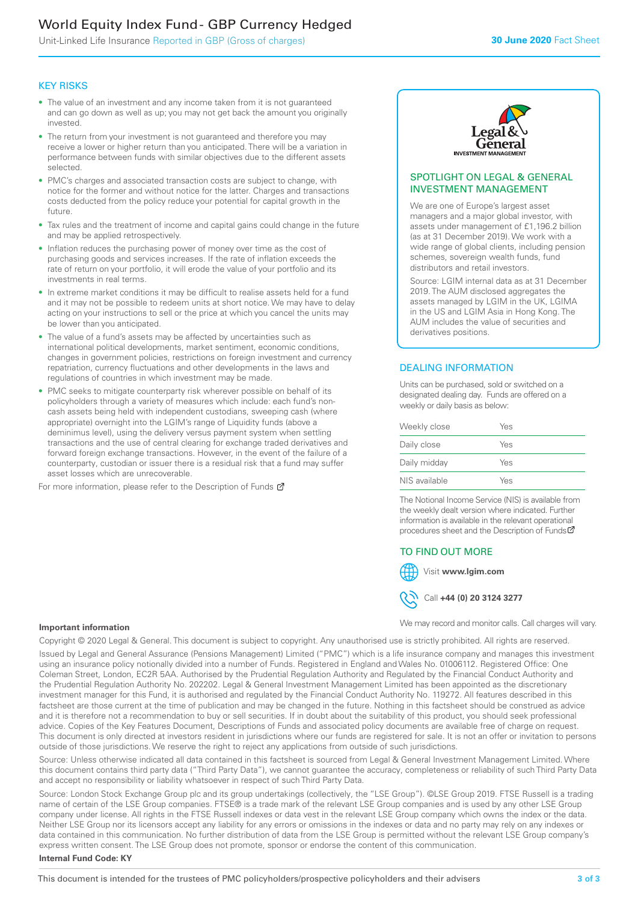## KEY RISKS

- The value of an investment and any income taken from it is not guaranteed and can go down as well as up; you may not get back the amount you originally invested.
- The return from your investment is not guaranteed and therefore you may receive a lower or higher return than you anticipated. There will be a variation in performance between funds with similar objectives due to the different assets selected.
- PMC's charges and associated transaction costs are subject to change, with notice for the former and without notice for the latter. Charges and transactions costs deducted from the policy reduce your potential for capital growth in the future.
- Tax rules and the treatment of income and capital gains could change in the future and may be applied retrospectively.
- Inflation reduces the purchasing power of money over time as the cost of purchasing goods and services increases. If the rate of inflation exceeds the rate of return on your portfolio, it will erode the value of your portfolio and its investments in real terms.
- In extreme market conditions it may be difficult to realise assets held for a fund and it may not be possible to redeem units at short notice. We may have to delay acting on your instructions to sell or the price at which you cancel the units may be lower than you anticipated.
- The value of a fund's assets may be affected by uncertainties such as international political developments, market sentiment, economic conditions, changes in government policies, restrictions on foreign investment and currency repatriation, currency fluctuations and other developments in the laws and regulations of countries in which investment may be made.
- PMC seeks to mitigate counterparty risk wherever possible on behalf of its policyholders through a variety of measures which include: each fund's non-cash assets being held with independent custodians, sweeping cash (where appropriate) overnight into the LGIM's range of Liquidity funds (above a deminimus level), using the delivery versus payment system when settling transactions and the use of central clearing for exchange traded derivatives and forward foreign exchange transactions. However, in the event of the failure of a counterparty, custodian or issuer there is a residual risk that a fund may suffer asset losses which are unrecoverable.

For more information, please refer to the Description of Funds

## SPOTLIGHT ON LEGAL & GENERAL INVESTMENT MANAGEMENT

We are one of Europe's largest asset managers and a major global investor, with assets under management of £1,196.2 billion (as at 31 December 2019). We work with a wide range of global clients, including pension schemes, sovereign wealth funds, fund distributors and retail investors.

Source: LGIM internal data as at 31 December 2019. The AUM disclosed aggregates the assets managed by LGIM in the UK, LGIMA in the US and LGIM Asia in Hong Kong. The AUM includes the value of securities and derivatives positions.

## DEALING INFORMATION

Units can be purchased, sold or switched on a designated dealing day. Funds are offered on a weekly or daily basis as below:

| | |
|---|---|
| Weekly close | Yes |
| Daily close | Yes |
| Daily midday | Yes |
| NIS available | Yes |

The Notional Income Service (NIS) is available from the weekly dealt version where indicated. Further information is available in the relevant operational procedures sheet and the Description of Funds

## TO FIND OUT MORE

Visit **www.lgim.com**

Call **+44 (0) 20 3124 3277**

We may record and monitor calls. Call charges will vary.

**Important information**

Copyright © 2020 Legal & General. This document is subject to copyright. Any unauthorised use is strictly prohibited. All rights are reserved.

Issued by Legal and General Assurance (Pensions Management) Limited ("PMC") which is a life insurance company and manages this investment using an insurance policy notionally divided into a number of Funds. Registered in England and Wales No. 01006112. Registered Office: One Coleman Street, London, EC2R 5AA. Authorised by the Prudential Regulation Authority and Regulated by the Financial Conduct Authority and the Prudential Regulation Authority No. 202202. Legal & General Investment Management Limited has been appointed as the discretionary investment manager for this Fund, it is authorised and regulated by the Financial Conduct Authority No. 119272. All features described in this factsheet are those current at the time of publication and may be changed in the future. Nothing in this factsheet should be construed as advice and it is therefore not a recommendation to buy or sell securities. If in doubt about the suitability of this product, you should seek professional advice. Copies of the Key Features Document, Descriptions of Funds and associated policy documents are available free of charge on request. This document is only directed at investors resident in jurisdictions where our funds are registered for sale. It is not an offer or invitation to persons outside of those jurisdictions. We reserve the right to reject any applications from outside of such jurisdictions.

Source: Unless otherwise indicated all data contained in this factsheet is sourced from Legal & General Investment Management Limited. Where this document contains third party data ("Third Party Data"), we cannot guarantee the accuracy, completeness or reliability of such Third Party Data and accept no responsibility or liability whatsoever in respect of such Third Party Data.

Source: London Stock Exchange Group plc and its group undertakings (collectively, the "LSE Group"). ©LSE Group 2019. FTSE Russell is a trading name of certain of the LSE Group companies. FTSE® is a trade mark of the relevant LSE Group companies and is used by any other LSE Group company under license. All rights in the FTSE Russell indexes or data vest in the relevant LSE Group company which owns the index or the data. Neither LSE Group nor its licensors accept any liability for any errors or omissions in the indexes or data and no party may rely on any indexes or data contained in this communication. No further distribution of data from the LSE Group is permitted without the relevant LSE Group company's express written consent. The LSE Group does not promote, sponsor or endorse the content of this communication.

**Internal Fund Code: KY**

This document is intended for the trustees of PMC policyholders/prospective policyholders and their advisers